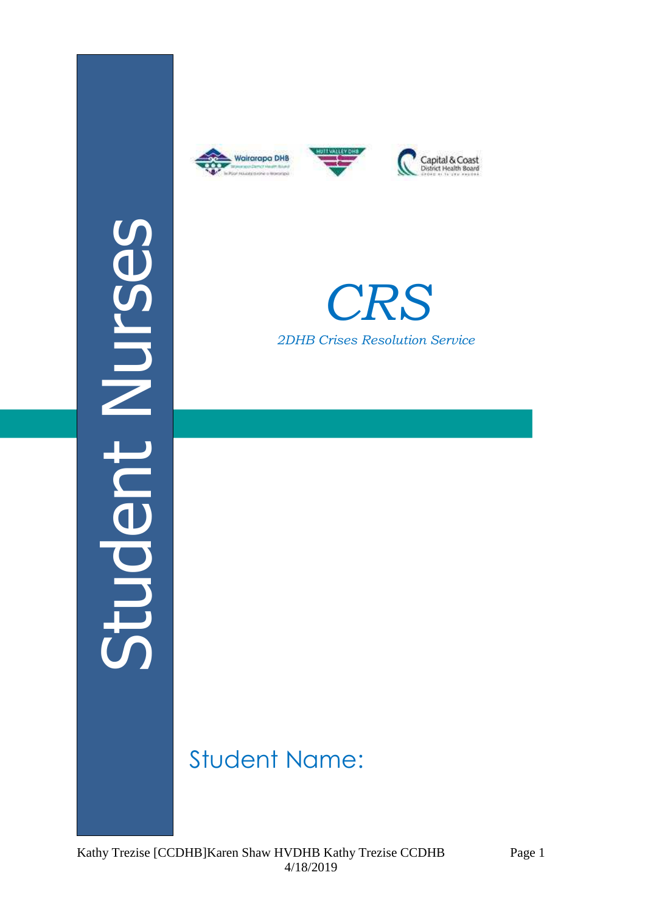# Student Nurses

Wairarapa DHB

HUTT VALLEY DHB

Capital & Coast District Health Board

# *CRS*

*2DHB Crises Resolution Service*

Student Name: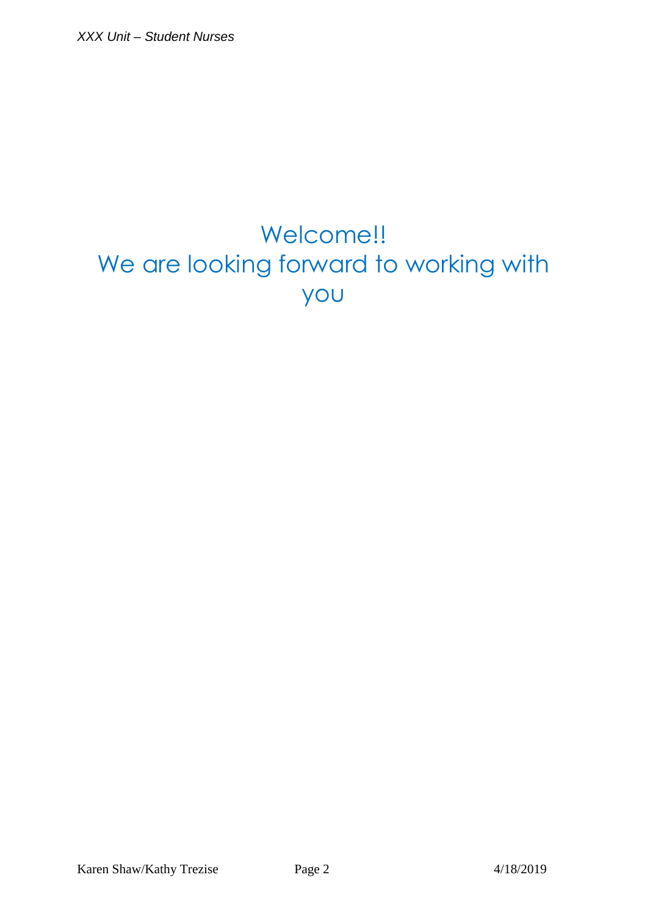# Welcome!!

# We are looking forward to working with you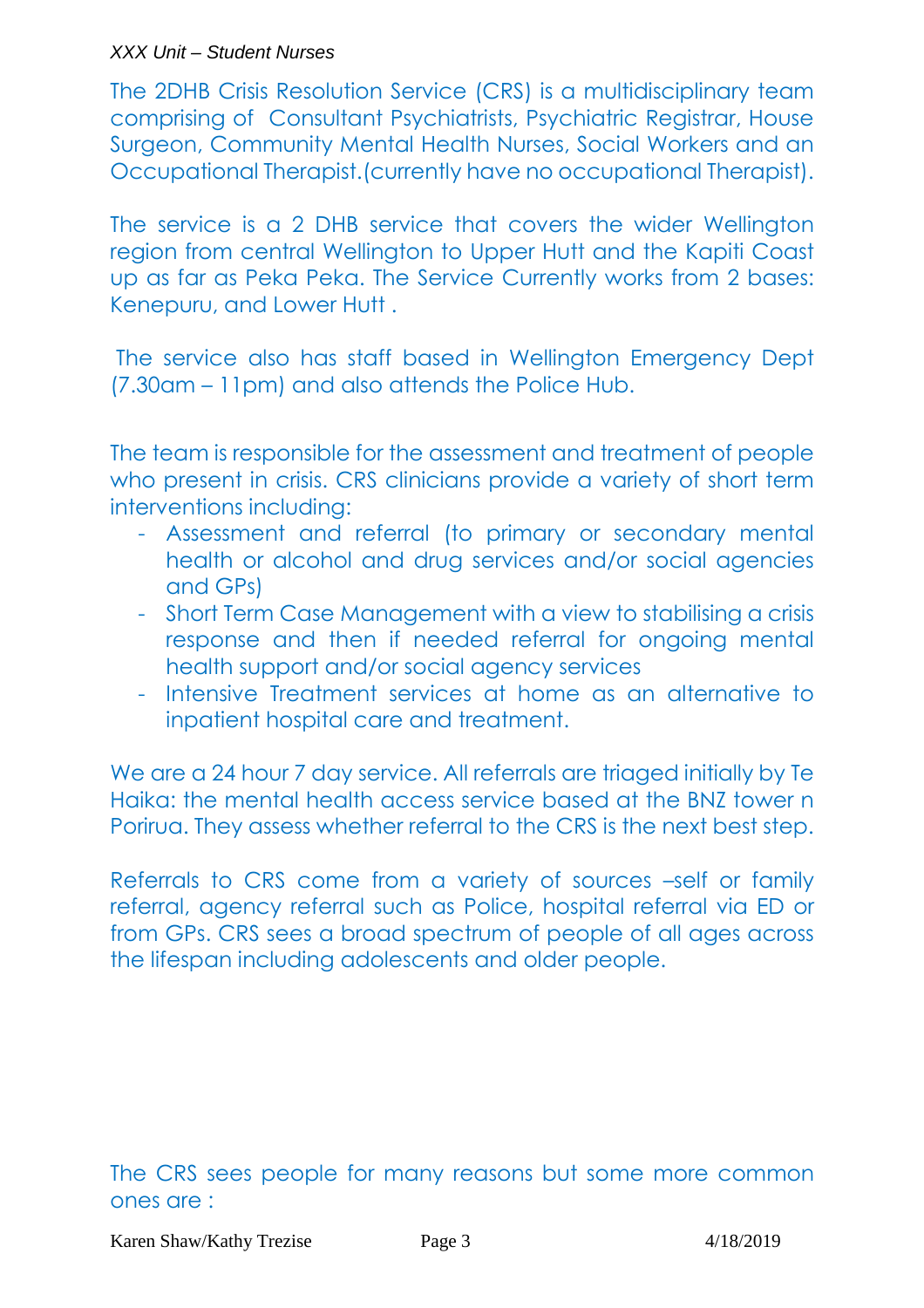The 2DHB Crisis Resolution Service (CRS) is a multidisciplinary team comprising of Consultant Psychiatrists, Psychiatric Registrar, House Surgeon, Community Mental Health Nurses, Social Workers and an Occupational Therapist.(currently have no occupational Therapist).

The service is a 2 DHB service that covers the wider Wellington region from central Wellington to Upper Hutt and the Kapiti Coast up as far as Peka Peka. The Service Currently works from 2 bases: Kenepuru, and Lower Hutt .

The service also has staff based in Wellington Emergency Dept (7.30am – 11pm) and also attends the Police Hub.

The team is responsible for the assessment and treatment of people who present in crisis. CRS clinicians provide a variety of short term interventions including:

- Assessment and referral (to primary or secondary mental health or alcohol and drug services and/or social agencies and GPs)
- Short Term Case Management with a view to stabilising a crisis response and then if needed referral for ongoing mental health support and/or social agency services
- Intensive Treatment services at home as an alternative to inpatient hospital care and treatment.

We are a 24 hour 7 day service. All referrals are triaged initially by Te Haika: the mental health access service based at the BNZ tower n Porirua. They assess whether referral to the CRS is the next best step.

Referrals to CRS come from a variety of sources –self or family referral, agency referral such as Police, hospital referral via ED or from GPs. CRS sees a broad spectrum of people of all ages across the lifespan including adolescents and older people.

The CRS sees people for many reasons but some more common ones are :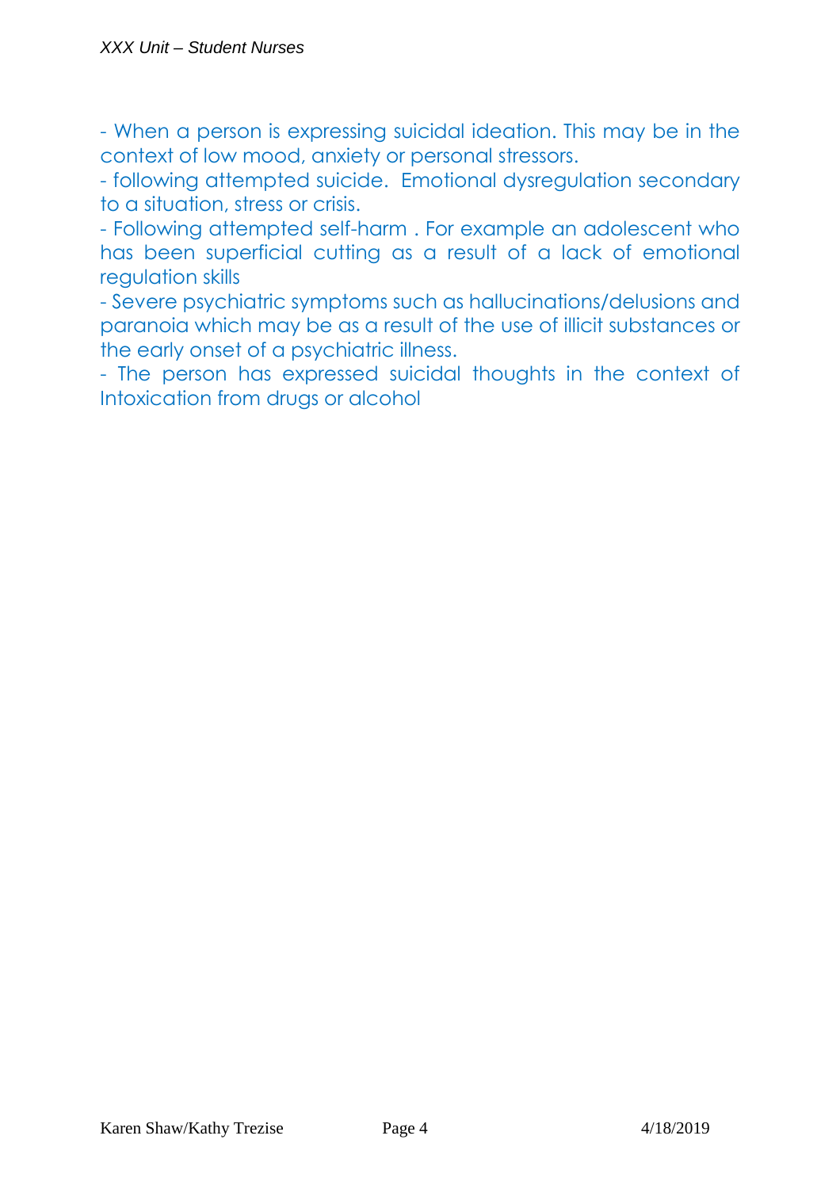- When a person is expressing suicidal ideation. This may be in the context of low mood, anxiety or personal stressors.
- following attempted suicide.  Emotional dysregulation secondary to a situation, stress or crisis.
- Following attempted self-harm . For example an adolescent who has been superficial cutting as a result of a lack of emotional regulation skills
- Severe psychiatric symptoms such as hallucinations/delusions and paranoia which may be as a result of the use of illicit substances or the early onset of a psychiatric illness.
- The person has expressed suicidal thoughts in the context of Intoxication from drugs or alcohol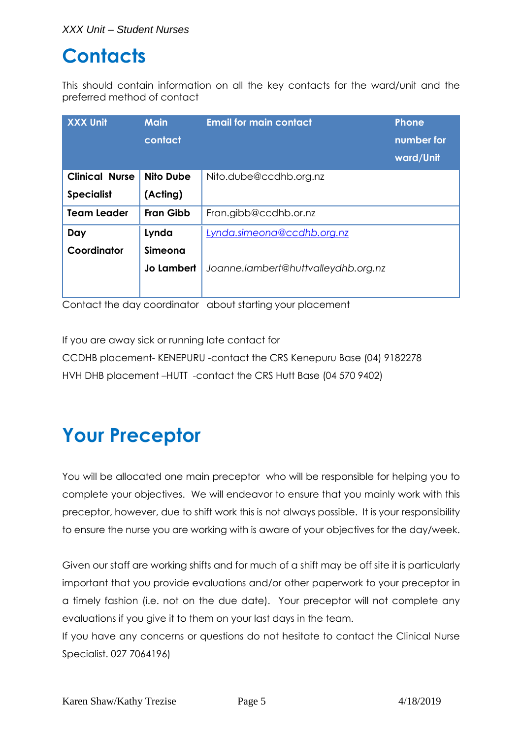# Contacts

This should contain information on all the key contacts for the ward/unit and the preferred method of contact

| XXX Unit | Main contact | Email for main contact | Phone number for ward/Unit |
|---|---|---|---|
| **Clinical Nurse Specialist** | **Nito Dube (Acting)** | Nito.dube@ccdhb.org.nz | |
| **Team Leader** | **Fran Gibb** | Fran.gibb@ccdhb.or.nz | |
| **Day Coordinator** | **Lynda Simeona** <br> **Jo Lambert** | *Lynda.simeona@ccdhb.org.nz* <br> *Joanne.lambert@huttvalleydhb.org.nz* | |

Contact the day coordinator about starting your placement

If you are away sick or running late contact for

CCDHB placement- KENEPURU -contact the CRS Kenepuru Base (04) 9182278

HVH DHB placement –HUTT -contact the CRS Hutt Base (04 570 9402)

# Your Preceptor

You will be allocated one main preceptor who will be responsible for helping you to complete your objectives. We will endeavor to ensure that you mainly work with this preceptor, however, due to shift work this is not always possible. It is your responsibility to ensure the nurse you are working with is aware of your objectives for the day/week.

Given our staff are working shifts and for much of a shift may be off site it is particularly important that you provide evaluations and/or other paperwork to your preceptor in a timely fashion (i.e. not on the due date). Your preceptor will not complete any evaluations if you give it to them on your last days in the team.

If you have any concerns or questions do not hesitate to contact the Clinical Nurse Specialist. 027 7064196)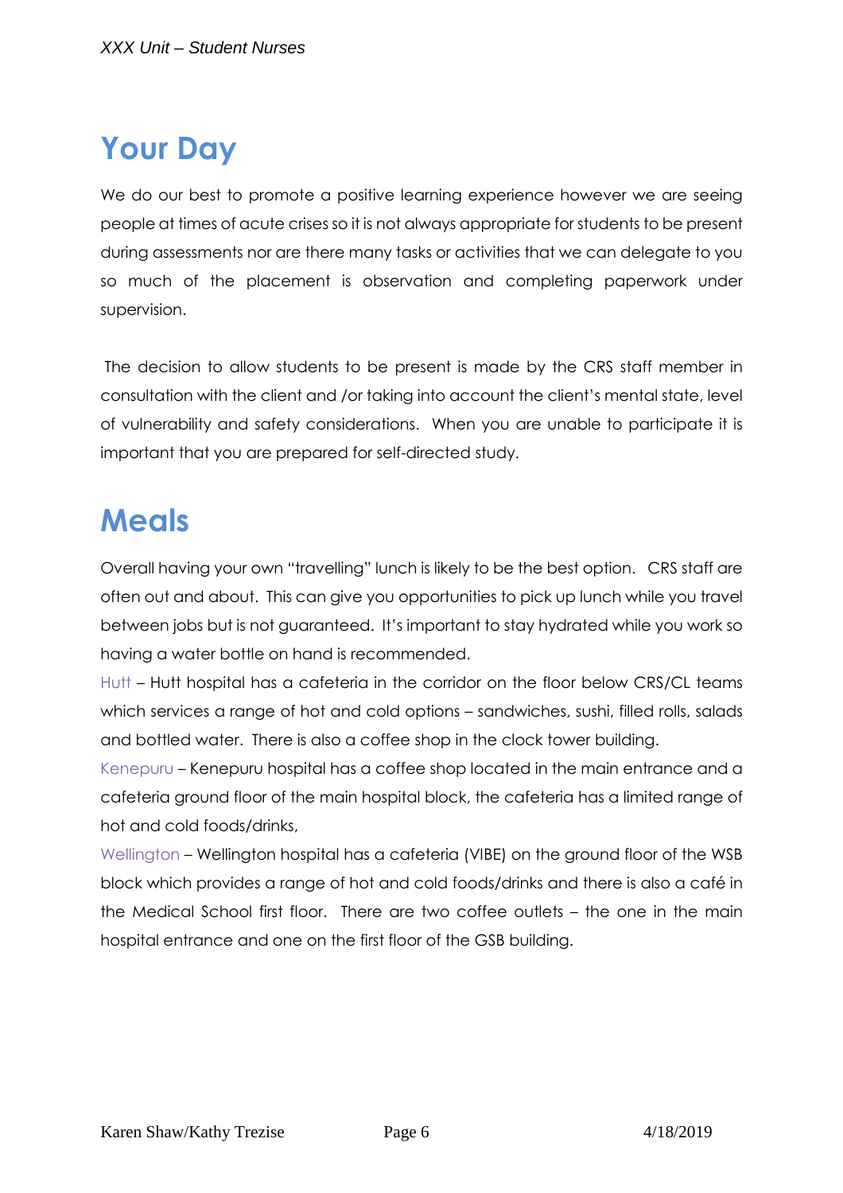# Your Day

We do our best to promote a positive learning experience however we are seeing people at times of acute crises so it is not always appropriate for students to be present during assessments nor are there many tasks or activities that we can delegate to you so much of the placement is observation and completing paperwork under supervision.

The decision to allow students to be present is made by the CRS staff member in consultation with the client and /or taking into account the client's mental state, level of vulnerability and safety considerations. When you are unable to participate it is important that you are prepared for self-directed study.

# Meals

Overall having your own "travelling" lunch is likely to be the best option. CRS staff are often out and about. This can give you opportunities to pick up lunch while you travel between jobs but is not guaranteed. It's important to stay hydrated while you work so having a water bottle on hand is recommended.

Hutt – Hutt hospital has a cafeteria in the corridor on the floor below CRS/CL teams which services a range of hot and cold options – sandwiches, sushi, filled rolls, salads and bottled water. There is also a coffee shop in the clock tower building.

Kenepuru – Kenepuru hospital has a coffee shop located in the main entrance and a cafeteria ground floor of the main hospital block, the cafeteria has a limited range of hot and cold foods/drinks,

Wellington – Wellington hospital has a cafeteria (VIBE) on the ground floor of the WSB block which provides a range of hot and cold foods/drinks and there is also a café in the Medical School first floor. There are two coffee outlets – the one in the main hospital entrance and one on the first floor of the GSB building.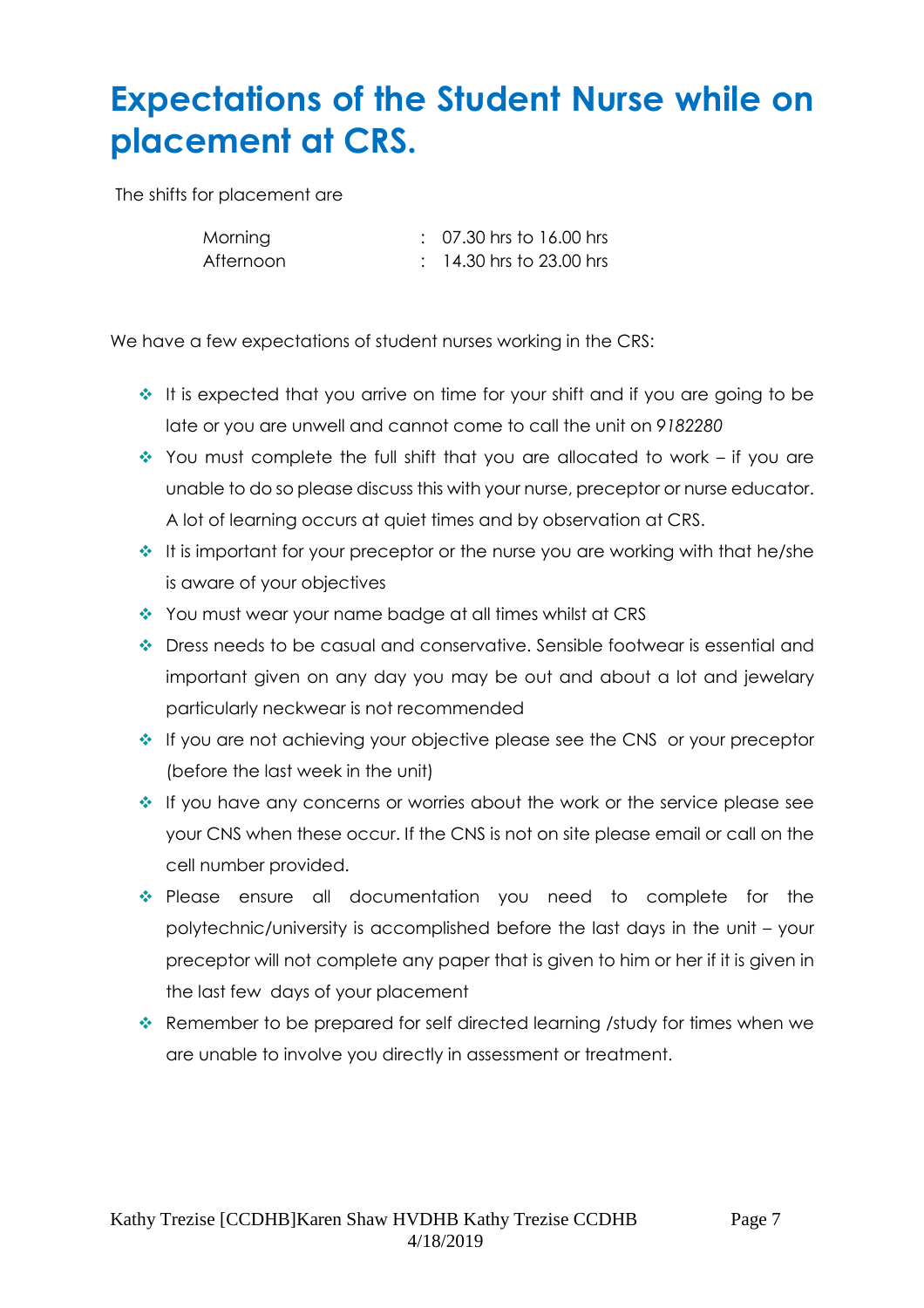# Expectations of the Student Nurse while on placement at CRS.

The shifts for placement are

| | | |
|---|---|---|
| Morning | : | 07.30 hrs to 16.00 hrs |
| Afternoon | : | 14.30 hrs to 23.00 hrs |

We have a few expectations of student nurses working in the CRS:

- It is expected that you arrive on time for your shift and if you are going to be late or you are unwell and cannot come to call the unit on *9182280*
- You must complete the full shift that you are allocated to work – if you are unable to do so please discuss this with your nurse, preceptor or nurse educator. A lot of learning occurs at quiet times and by observation at CRS.
- It is important for your preceptor or the nurse you are working with that he/she is aware of your objectives
- You must wear your name badge at all times whilst at CRS
- Dress needs to be casual and conservative. Sensible footwear is essential and important given on any day you may be out and about a lot and jewelary particularly neckwear is not recommended
- If you are not achieving your objective please see the CNS or your preceptor (before the last week in the unit)
- If you have any concerns or worries about the work or the service please see your CNS when these occur. If the CNS is not on site please email or call on the cell number provided.
- Please ensure all documentation you need to complete for the polytechnic/university is accomplished before the last days in the unit – your preceptor will not complete any paper that is given to him or her if it is given in the last few days of your placement
- Remember to be prepared for self directed learning /study for times when we are unable to involve you directly in assessment or treatment.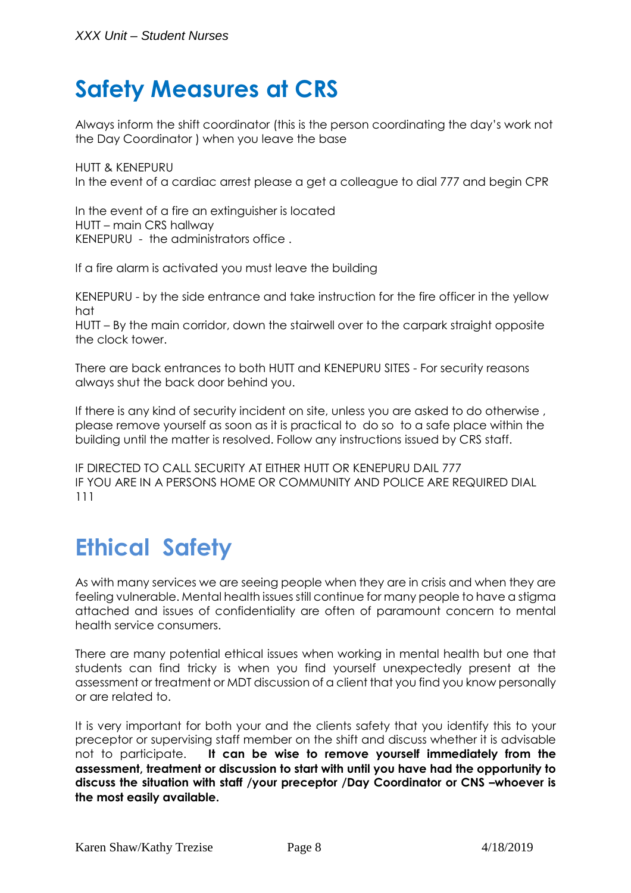# Safety Measures at CRS

Always inform the shift coordinator (this is the person coordinating the day's work not the Day Coordinator ) when you leave the base

HUTT & KENEPURU
In the event of a cardiac arrest please a get a colleague to dial 777 and begin CPR

In the event of a fire an extinguisher is located
HUTT – main CRS hallway
KENEPURU - the administrators office .

If a fire alarm is activated you must leave the building

KENEPURU - by the side entrance and take instruction for the fire officer in the yellow hat
HUTT – By the main corridor, down the stairwell over to the carpark straight opposite the clock tower.

There are back entrances to both HUTT and KENEPURU SITES - For security reasons always shut the back door behind you.

If there is any kind of security incident on site, unless you are asked to do otherwise , please remove yourself as soon as it is practical to do so to a safe place within the building until the matter is resolved. Follow any instructions issued by CRS staff.

IF DIRECTED TO CALL SECURITY AT EITHER HUTT OR KENEPURU DAIL 777
IF YOU ARE IN A PERSONS HOME OR COMMUNITY AND POLICE ARE REQUIRED DIAL 111

# Ethical Safety

As with many services we are seeing people when they are in crisis and when they are feeling vulnerable. Mental health issues still continue for many people to have a stigma attached and issues of confidentiality are often of paramount concern to mental health service consumers.

There are many potential ethical issues when working in mental health but one that students can find tricky is when you find yourself unexpectedly present at the assessment or treatment or MDT discussion of a client that you find you know personally or are related to.

It is very important for both your and the clients safety that you identify this to your preceptor or supervising staff member on the shift and discuss whether it is advisable not to participate. **It can be wise to remove yourself immediately from the assessment, treatment or discussion to start with until you have had the opportunity to discuss the situation with staff /your preceptor /Day Coordinator or CNS –whoever is the most easily available.**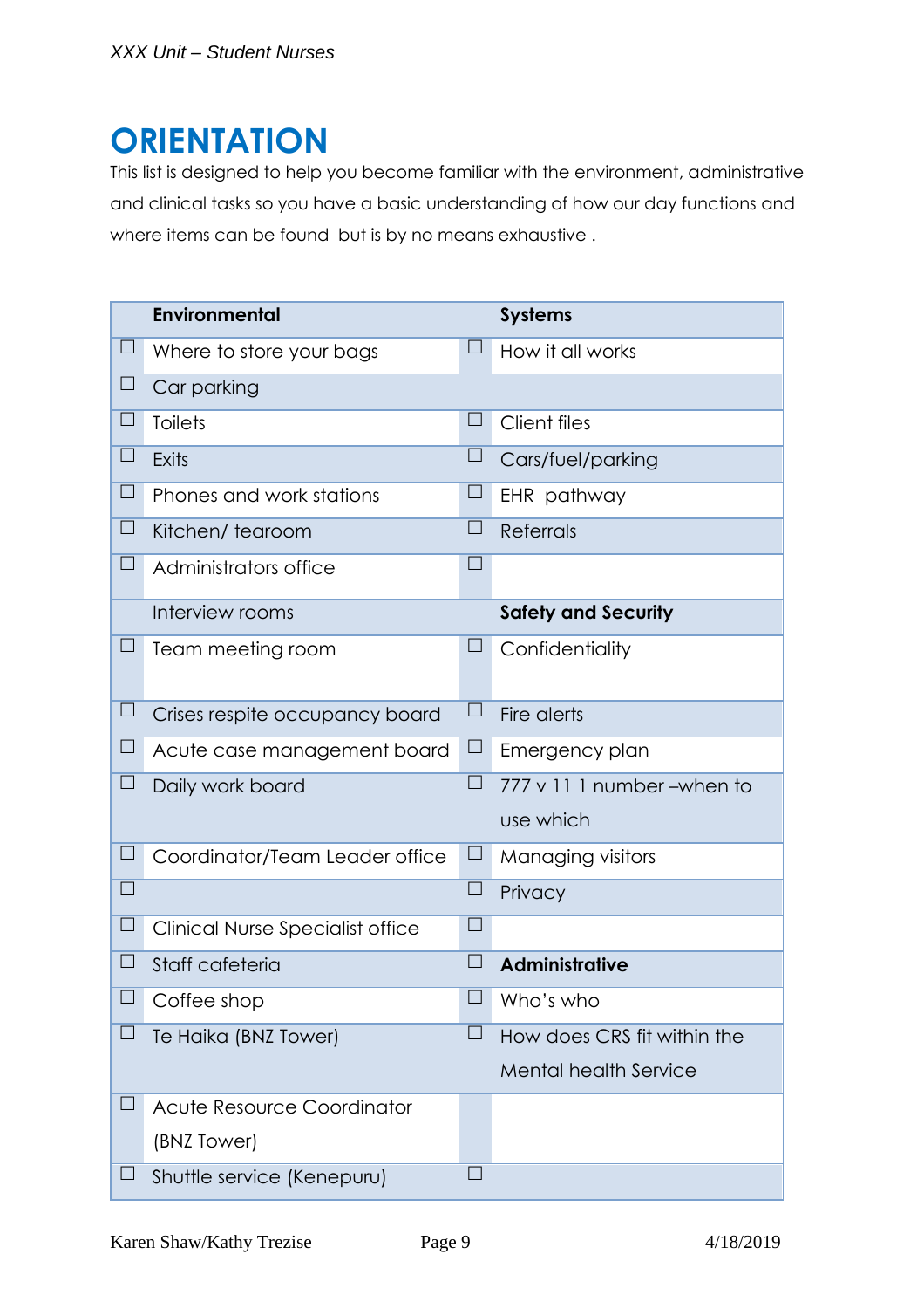# ORIENTATION

This list is designed to help you become familiar with the environment, administrative and clinical tasks so you have a basic understanding of how our day functions and where items can be found  but is by no means exhaustive .

| | Environmental | | Systems |
|---|---|---|---|
| ☐ | Where to store your bags | ☐ | How it all works |
| ☐ | Car parking | | |
| ☐ | Toilets | ☐ | Client files |
| ☐ | Exits | ☐ | Cars/fuel/parking |
| ☐ | Phones and work stations | ☐ | EHR  pathway |
| ☐ | Kitchen/ tearoom | ☐ | Referrals |
| ☐ | Administrators office | ☐ | |
| | Interview rooms | | **Safety and Security** |
| ☐ | Team meeting room | ☐ | Confidentiality |
| ☐ | Crises respite occupancy board | ☐ | Fire alerts |
| ☐ | Acute case management board | ☐ | Emergency plan |
| ☐ | Daily work board | ☐ | 777 v 11 1 number –when to use which |
| ☐ | Coordinator/Team Leader office | ☐ | Managing visitors |
| ☐ | | ☐ | Privacy |
| ☐ | Clinical Nurse Specialist office | ☐ | |
| ☐ | Staff cafeteria | ☐ | **Administrative** |
| ☐ | Coffee shop | ☐ | Who's who |
| ☐ | Te Haika (BNZ Tower) | ☐ | How does CRS fit within the Mental health Service |
| ☐ | Acute Resource Coordinator (BNZ Tower) | | |
| ☐ | Shuttle service (Kenepuru) | ☐ | |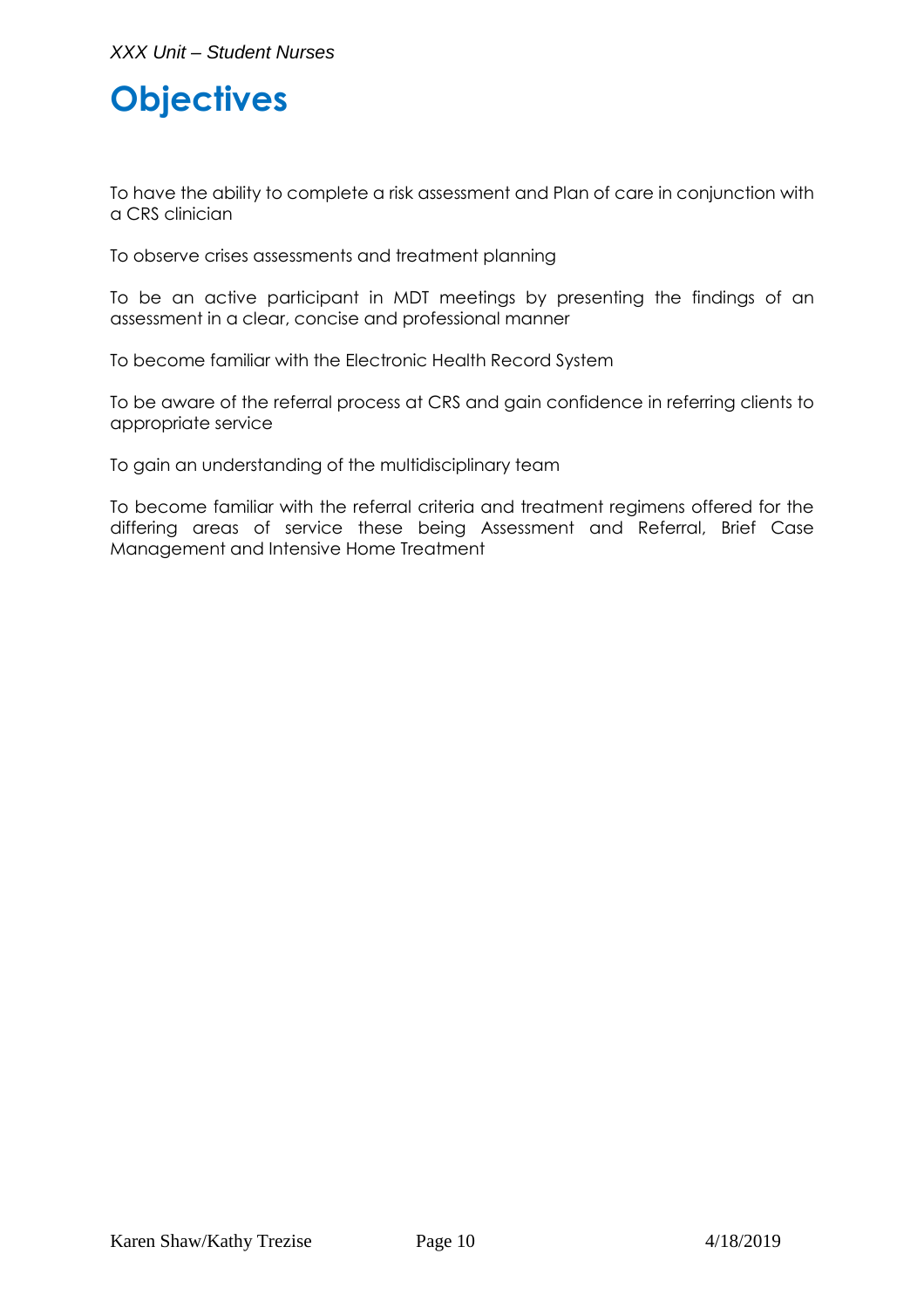# Objectives

To have the ability to complete a risk assessment and Plan of care in conjunction with a CRS clinician

To observe crises assessments and treatment planning

To be an active participant in MDT meetings by presenting the findings of an assessment in a clear, concise and professional manner

To become familiar with the Electronic Health Record System

To be aware of the referral process at CRS and gain confidence in referring clients to appropriate service

To gain an understanding of the multidisciplinary team

To become familiar with the referral criteria and treatment regimens offered for the differing areas of service these being Assessment and Referral, Brief Case Management and Intensive Home Treatment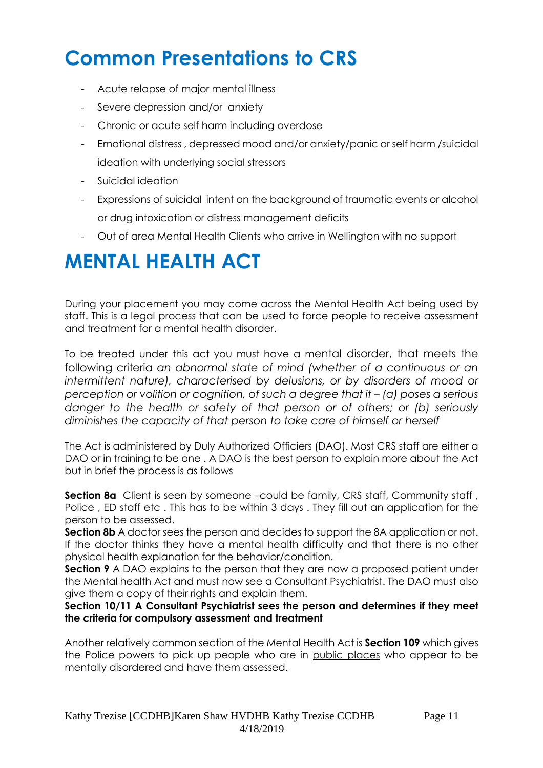# Common Presentations to CRS

- Acute relapse of major mental illness
- Severe depression and/or anxiety
- Chronic or acute self harm including overdose
- Emotional distress , depressed mood and/or anxiety/panic or self harm /suicidal ideation with underlying social stressors
- Suicidal ideation
- Expressions of suicidal intent on the background of traumatic events or alcohol or drug intoxication or distress management deficits
- Out of area Mental Health Clients who arrive in Wellington with no support

# MENTAL HEALTH ACT

During your placement you may come across the Mental Health Act being used by staff. This is a legal process that can be used to force people to receive assessment and treatment for a mental health disorder.

To be treated under this act you must have a mental disorder, that meets the following criteria *an abnormal state of mind (whether of a continuous or an intermittent nature), characterised by delusions, or by disorders of mood or perception or volition or cognition, of such a degree that it – (a) poses a serious danger to the health or safety of that person or of others; or (b) seriously diminishes the capacity of that person to take care of himself or herself*

The Act is administered by Duly Authorized Officiers (DAO). Most CRS staff are either a DAO or in training to be one . A DAO is the best person to explain more about the Act but in brief the process is as follows

**Section 8a** Client is seen by someone –could be family, CRS staff, Community staff , Police , ED staff etc . This has to be within 3 days . They fill out an application for the person to be assessed.
**Section 8b** A doctor sees the person and decides to support the 8A application or not. If the doctor thinks they have a mental health difficulty and that there is no other physical health explanation for the behavior/condition.
**Section 9** A DAO explains to the person that they are now a proposed patient under the Mental health Act and must now see a Consultant Psychiatrist. The DAO must also give them a copy of their rights and explain them.
**Section 10/11 A Consultant Psychiatrist sees the person and determines if they meet the criteria for compulsory assessment and treatment**

Another relatively common section of the Mental Health Act is **Section 109** which gives the Police powers to pick up people who are in <u>public places</u> who appear to be mentally disordered and have them assessed.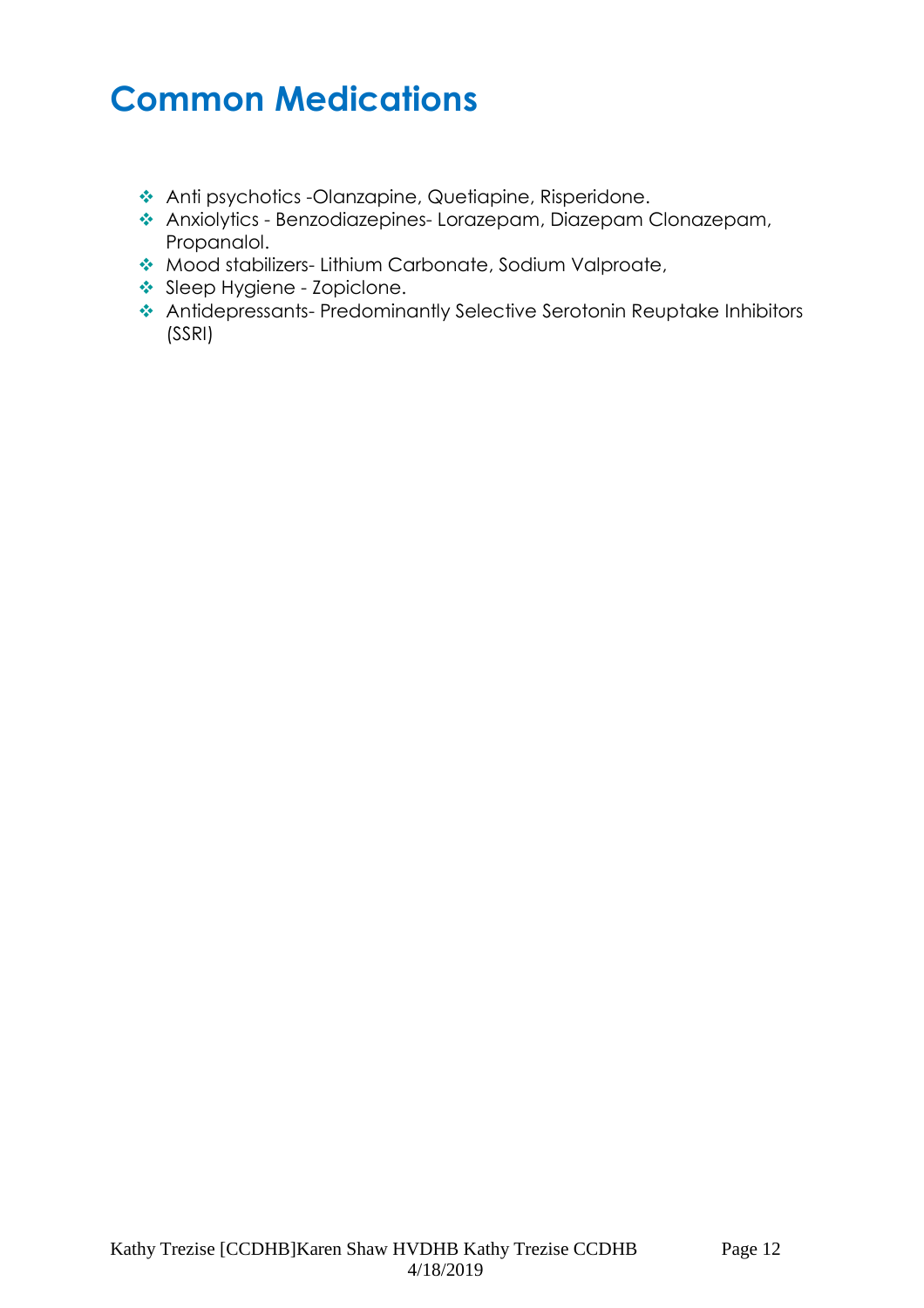# Common Medications

- Anti psychotics -Olanzapine, Quetiapine, Risperidone.
- Anxiolytics - Benzodiazepines- Lorazepam, Diazepam Clonazepam, Propanalol.
- Mood stabilizers- Lithium Carbonate, Sodium Valproate,
- Sleep Hygiene - Zopiclone.
- Antidepressants- Predominantly Selective Serotonin Reuptake Inhibitors (SSRI)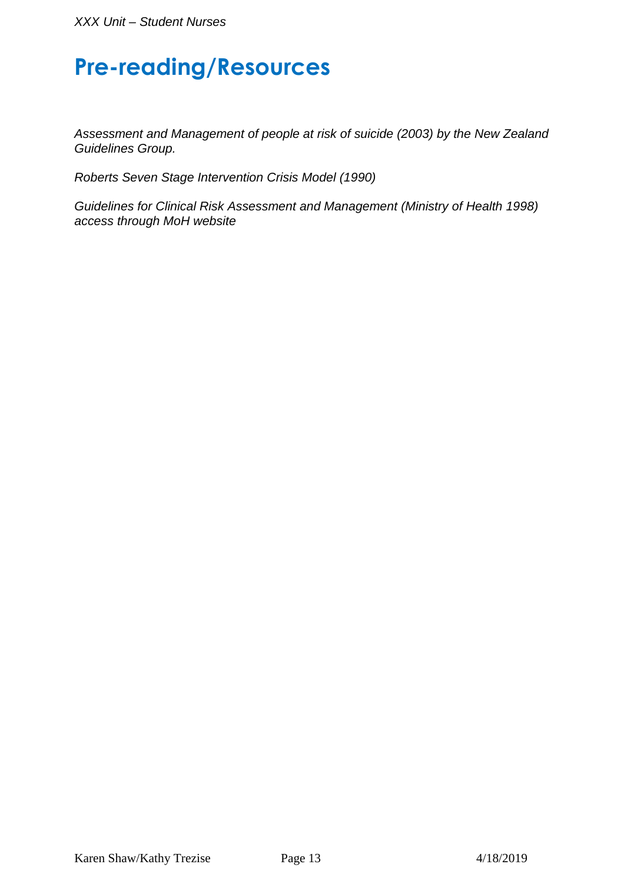# Pre-reading/Resources

*Assessment and Management of people at risk of suicide (2003) by the New Zealand Guidelines Group.*

*Roberts Seven Stage Intervention Crisis Model (1990)*

*Guidelines for Clinical Risk Assessment and Management (Ministry of Health 1998) access through MoH website*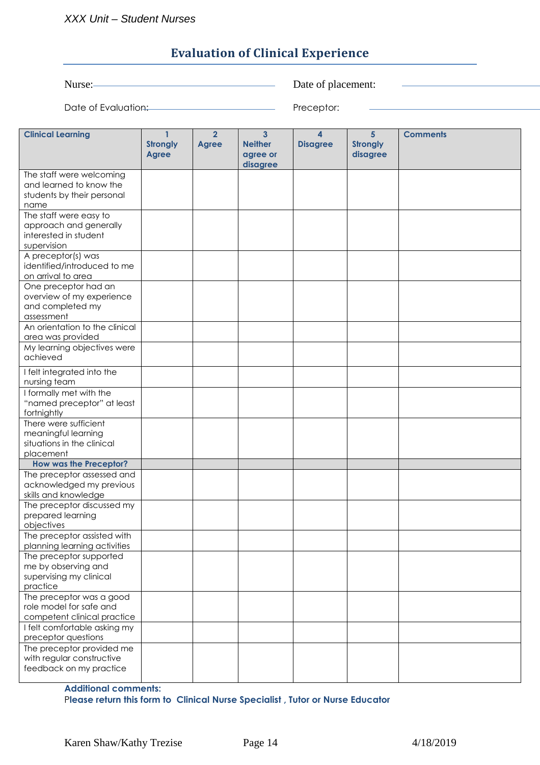*XXX Unit – Student Nurses*

## Evaluation of Clinical Experience

Nurse: ____________________ Date of placement: ____________________

Date of Evaluation: ____________________ Preceptor: ____________________

| Clinical Learning | 1 Strongly Agree | 2 Agree | 3 Neither agree or disagree | 4 Disagree | 5 Strongly disagree | Comments |
|---|---|---|---|---|---|---|
| The staff were welcoming and learned to know the students by their personal name | | | | | | |
| The staff were easy to approach and generally interested in student supervision | | | | | | |
| A preceptor(s) was identified/introduced to me on arrival to area | | | | | | |
| One preceptor had an overview of my experience and completed my assessment | | | | | | |
| An orientation to the clinical area was provided | | | | | | |
| My learning objectives were achieved | | | | | | |
| I felt integrated into the nursing team | | | | | | |
| I formally met with the "named preceptor" at least fortnightly | | | | | | |
| There were sufficient meaningful learning situations in the clinical placement | | | | | | |
| **How was the Preceptor?** | | | | | | |
| The preceptor assessed and acknowledged my previous skills and knowledge | | | | | | |
| The preceptor discussed my prepared learning objectives | | | | | | |
| The preceptor assisted with planning learning activities | | | | | | |
| The preceptor supported me by observing and supervising my clinical practice | | | | | | |
| The preceptor was a good role model for safe and competent clinical practice | | | | | | |
| I felt comfortable asking my preceptor questions | | | | | | |
| The preceptor provided me with regular constructive feedback on my practice | | | | | | |

**Additional comments:**

**Please return this form to Clinical Nurse Specialist , Tutor or Nurse Educator**